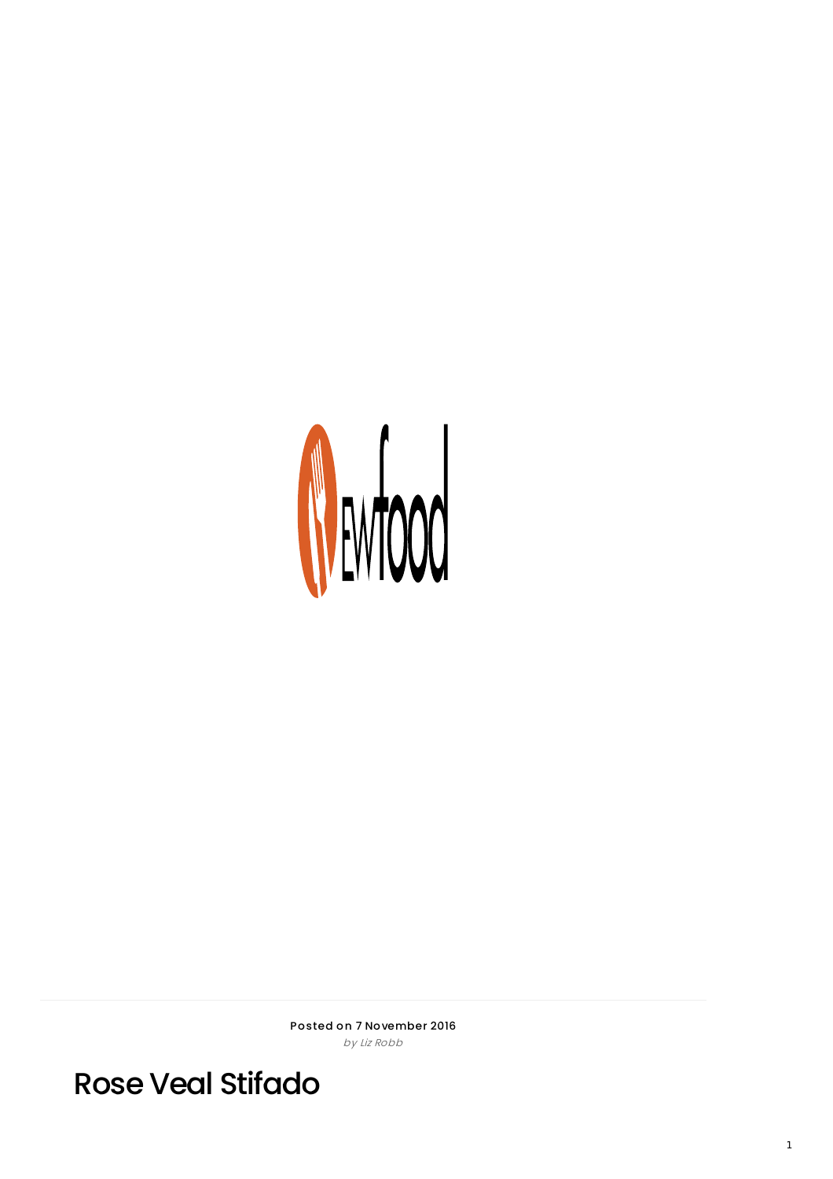Posted on 7 November 2016

*by Liz Robb*

# Rose Veal Stifado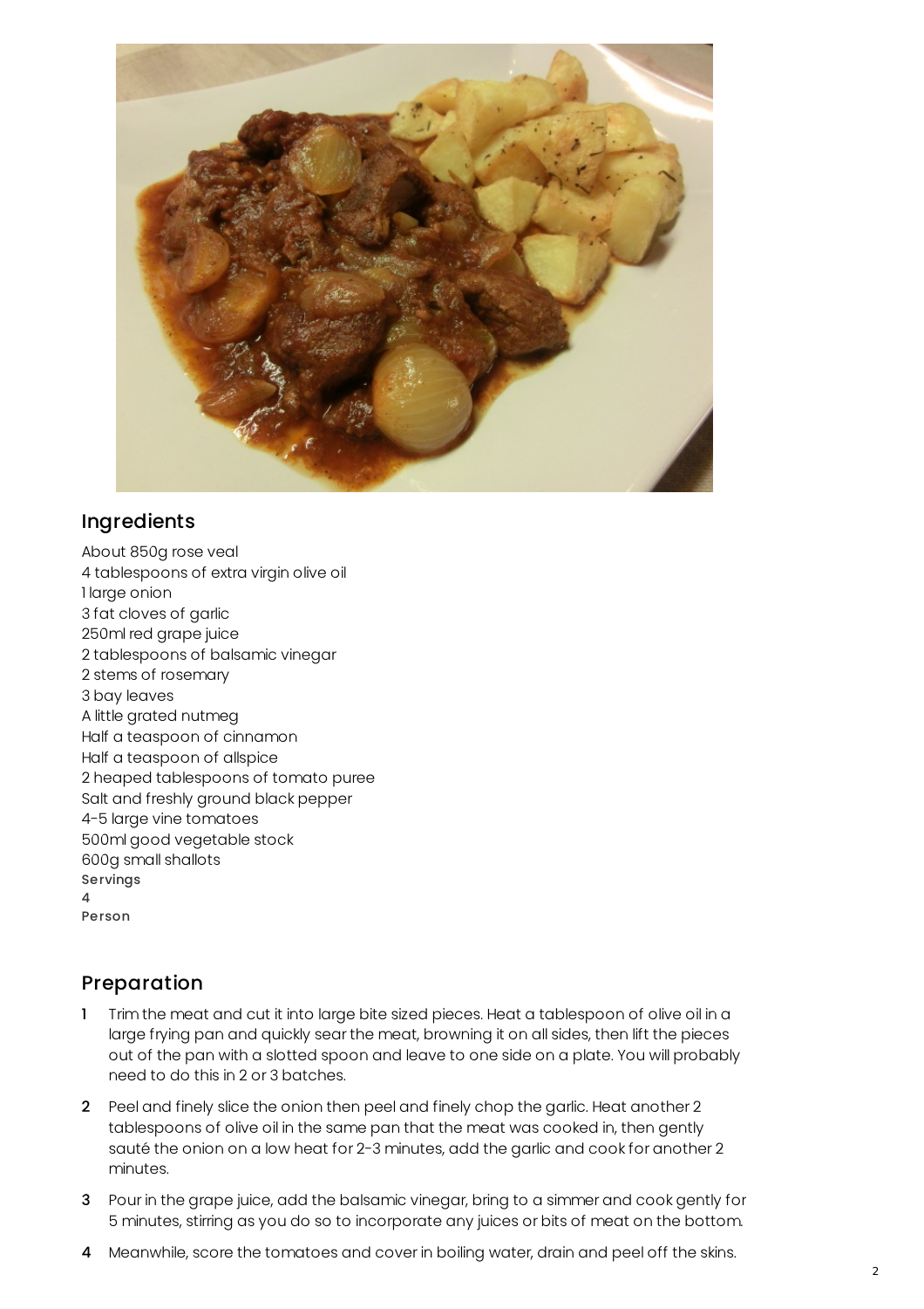## Ingredients

About 850g rose veal
4 tablespoons of extra virgin olive oil
1 large onion
3 fat cloves of garlic
250ml red grape juice
2 tablespoons of balsamic vinegar
2 stems of rosemary
3 bay leaves
A little grated nutmeg
Half a teaspoon of cinnamon
Half a teaspoon of allspice
2 heaped tablespoons of tomato puree
Salt and freshly ground black pepper
4-5 large vine tomatoes
500ml good vegetable stock
600g small shallots

**Servings**
4
**Person**

## Preparation

1. Trim the meat and cut it into large bite sized pieces. Heat a tablespoon of olive oil in a large frying pan and quickly sear the meat, browning it on all sides, then lift the pieces out of the pan with a slotted spoon and leave to one side on a plate. You will probably need to do this in 2 or 3 batches.
2. Peel and finely slice the onion then peel and finely chop the garlic. Heat another 2 tablespoons of olive oil in the same pan that the meat was cooked in, then gently sauté the onion on a low heat for 2-3 minutes, add the garlic and cook for another 2 minutes.
3. Pour in the grape juice, add the balsamic vinegar, bring to a simmer and cook gently for 5 minutes, stirring as you do so to incorporate any juices or bits of meat on the bottom.
4. Meanwhile, score the tomatoes and cover in boiling water, drain and peel off the skins.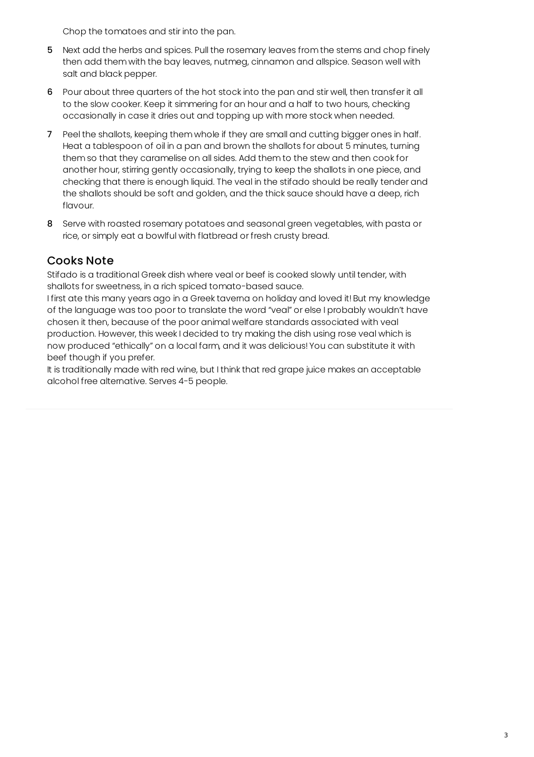Chop the tomatoes and stir into the pan.

5. Next add the herbs and spices. Pull the rosemary leaves from the stems and chop finely then add them with the bay leaves, nutmeg, cinnamon and allspice. Season well with salt and black pepper.
6. Pour about three quarters of the hot stock into the pan and stir well, then transfer it all to the slow cooker. Keep it simmering for an hour and a half to two hours, checking occasionally in case it dries out and topping up with more stock when needed.
7. Peel the shallots, keeping them whole if they are small and cutting bigger ones in half. Heat a tablespoon of oil in a pan and brown the shallots for about 5 minutes, turning them so that they caramelise on all sides. Add them to the stew and then cook for another hour, stirring gently occasionally, trying to keep the shallots in one piece, and checking that there is enough liquid. The veal in the stifado should be really tender and the shallots should be soft and golden, and the thick sauce should have a deep, rich flavour.
8. Serve with roasted rosemary potatoes and seasonal green vegetables, with pasta or rice, or simply eat a bowlful with flatbread or fresh crusty bread.

## Cooks Note

Stifado is a traditional Greek dish where veal or beef is cooked slowly until tender, with shallots for sweetness, in a rich spiced tomato-based sauce.

I first ate this many years ago in a Greek taverna on holiday and loved it! But my knowledge of the language was too poor to translate the word "veal" or else I probably wouldn't have chosen it then, because of the poor animal welfare standards associated with veal production. However, this week I decided to try making the dish using rose veal which is now produced "ethically" on a local farm, and it was delicious! You can substitute it with beef though if you prefer.

It is traditionally made with red wine, but I think that red grape juice makes an acceptable alcohol free alternative. Serves 4-5 people.